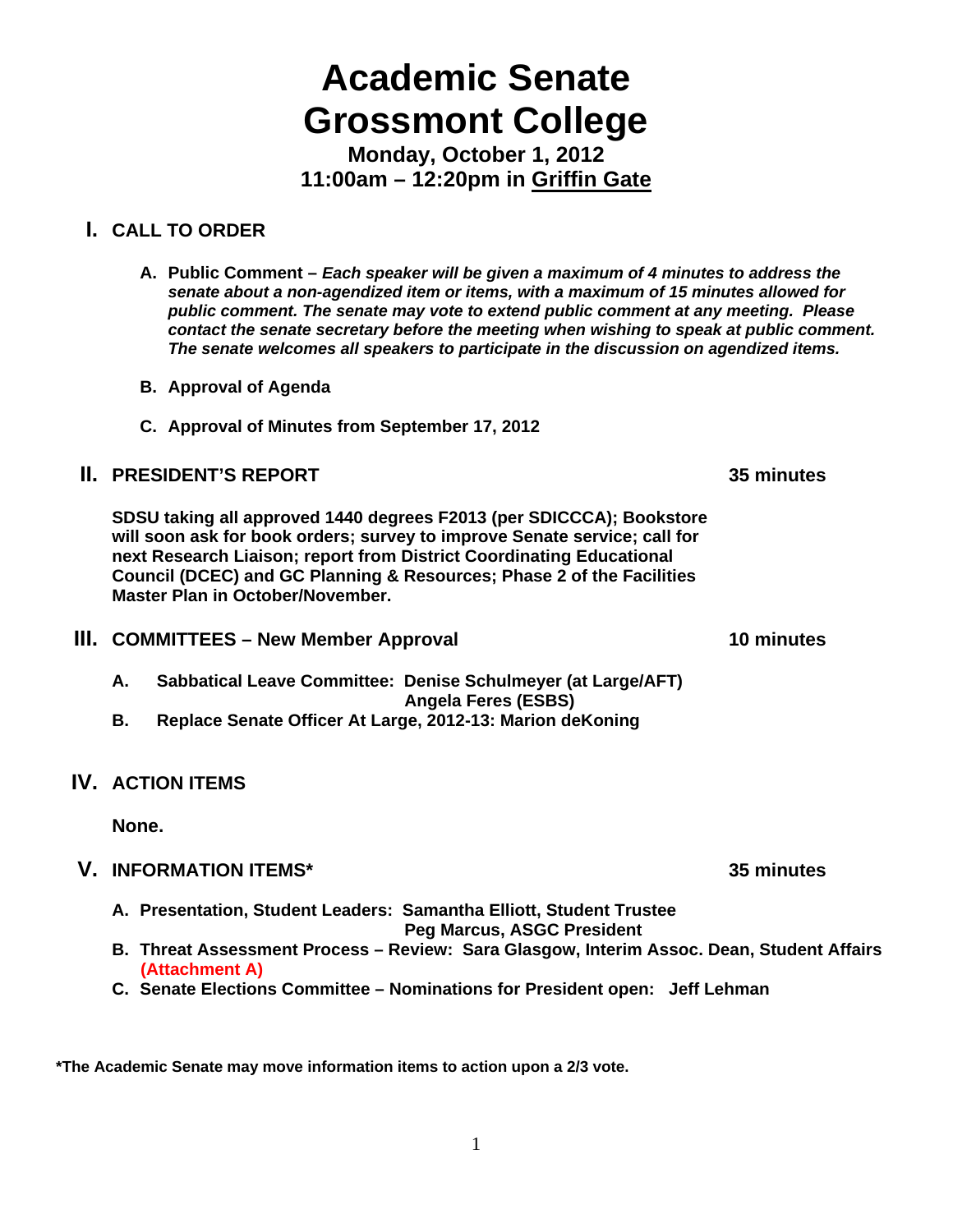# Academic Senate
# Grossmont College

**Monday, October 1, 2012**
**11:00am – 12:20pm in Griffin Gate**

## I. CALL TO ORDER

A. **Public Comment –** ***Each speaker will be given a maximum of 4 minutes to address the senate about a non-agendized item or items, with a maximum of 15 minutes allowed for public comment. The senate may vote to extend public comment at any meeting. Please contact the senate secretary before the meeting when wishing to speak at public comment. The senate welcomes all speakers to participate in the discussion on agendized items.***

B. **Approval of Agenda**

C. **Approval of Minutes from September 17, 2012**

## II. PRESIDENT'S REPORT — 35 minutes

**SDSU taking all approved 1440 degrees F2013 (per SDICCCA); Bookstore will soon ask for book orders; survey to improve Senate service; call for next Research Liaison; report from District Coordinating Educational Council (DCEC) and GC Planning & Resources; Phase 2 of the Facilities Master Plan in October/November.**

## III. COMMITTEES – New Member Approval — 10 minutes

A. **Sabbatical Leave Committee: Denise Schulmeyer (at Large/AFT)**
   **Angela Feres (ESBS)**

B. **Replace Senate Officer At Large, 2012-13: Marion deKoning**

## IV. ACTION ITEMS

**None.**

## V. INFORMATION ITEMS* — 35 minutes

A. **Presentation, Student Leaders: Samantha Elliott, Student Trustee**
   **Peg Marcus, ASGC President**

B. **Threat Assessment Process – Review: Sara Glasgow, Interim Assoc. Dean, Student Affairs (Attachment A)**

C. **Senate Elections Committee – Nominations for President open: Jeff Lehman**

**\*The Academic Senate may move information items to action upon a 2/3 vote.**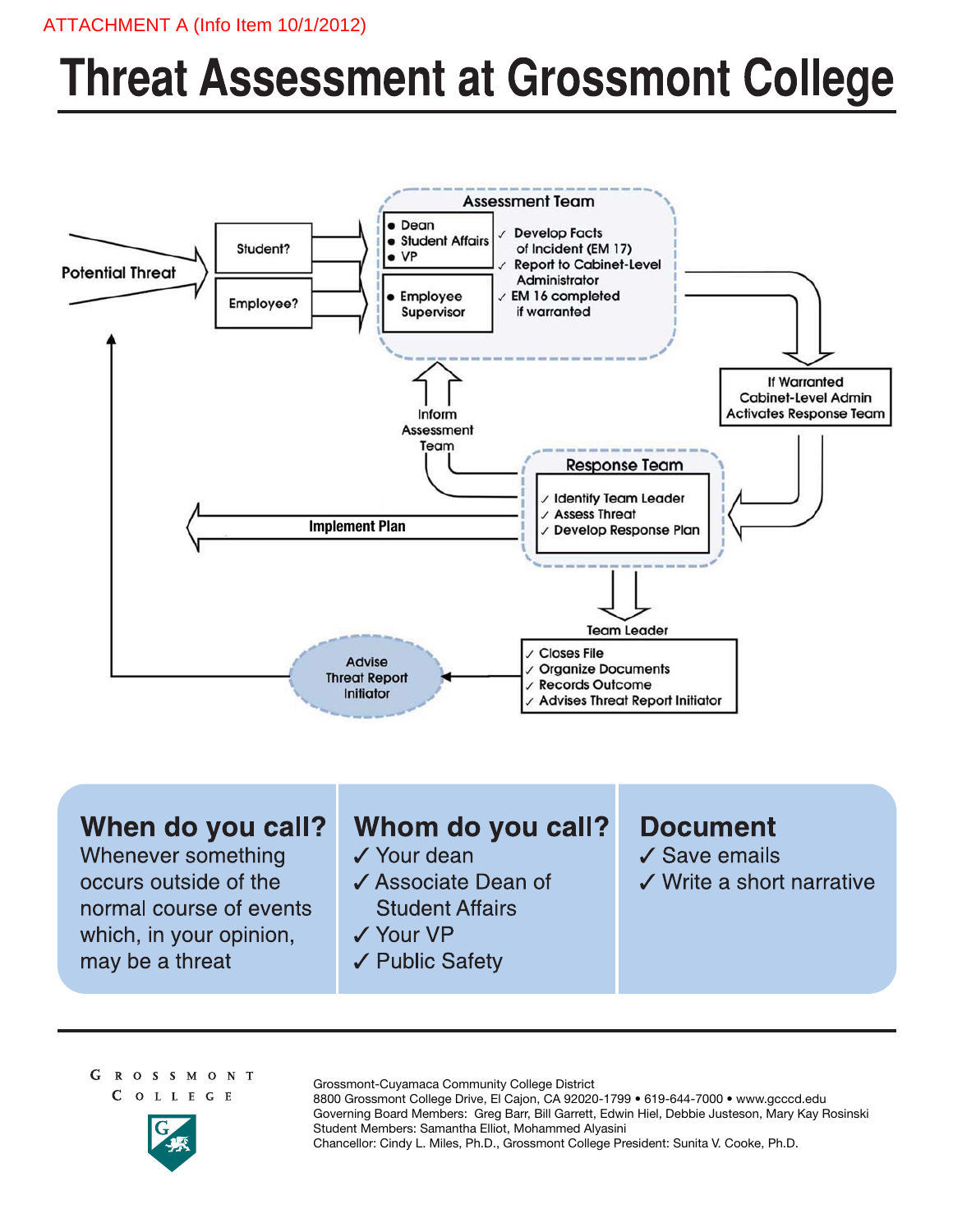ATTACHMENT A (Info Item 10/1/2012)

# Threat Assessment at Grossmont College

Potential Threat

Student?

Employee?

Assessment Team

- Dean
- Student Affairs
- VP

- Employee Supervisor

✓ Develop Facts of Incident (EM 17)
✓ Report to Cabinet-Level Administrator
✓ EM 16 completed if warranted

If Warranted Cabinet-Level Admin Activates Response Team

Inform Assessment Team

Response Team

✓ Identify Team Leader
✓ Assess Threat
✓ Develop Response Plan

Implement Plan

Team Leader

✓ Closes File
✓ Organize Documents
✓ Records Outcome
✓ Advises Threat Report Initiator

Advise Threat Report Initiator

## When do you call?

Whenever something occurs outside of the normal course of events which, in your opinion, may be a threat

## Whom do you call?

✓ Your dean
✓ Associate Dean of Student Affairs
✓ Your VP
✓ Public Safety

## Document

✓ Save emails
✓ Write a short narrative

GROSSMONT COLLEGE

Grossmont-Cuyamaca Community College District
8800 Grossmont College Drive, El Cajon, CA 92020-1799 • 619-644-7000 • www.gcccd.edu
Governing Board Members: Greg Barr, Bill Garrett, Edwin Hiel, Debbie Justeson, Mary Kay Rosinski
Student Members: Samantha Elliot, Mohammed Alyasini
Chancellor: Cindy L. Miles, Ph.D., Grossmont College President: Sunita V. Cooke, Ph.D.